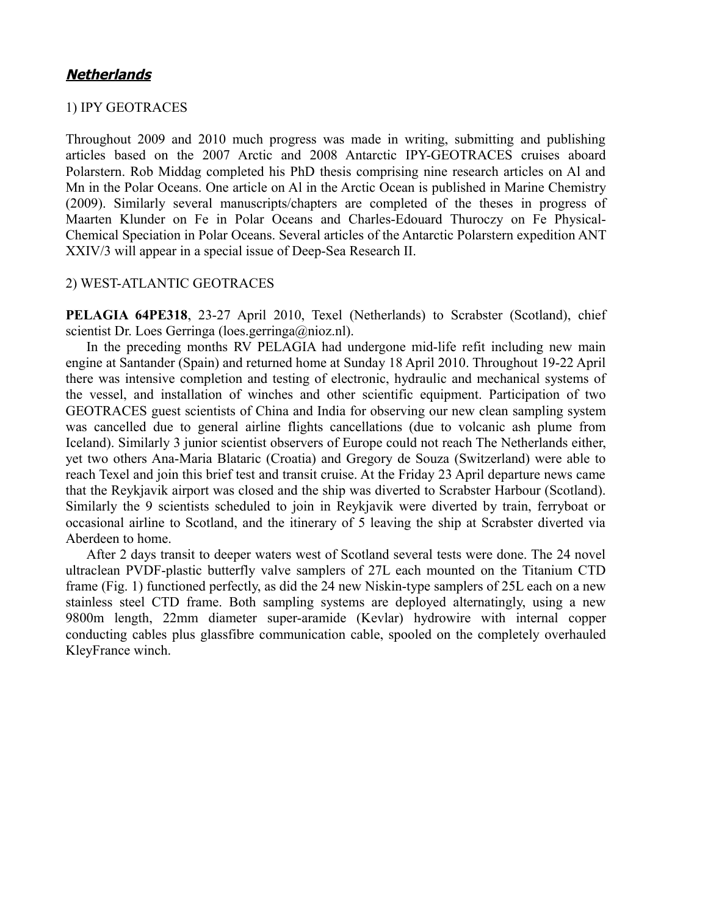## ***Netherlands***

1) IPY GEOTRACES

Throughout 2009 and 2010 much progress was made in writing, submitting and publishing articles based on the 2007 Arctic and 2008 Antarctic IPY-GEOTRACES cruises aboard Polarstern. Rob Middag completed his PhD thesis comprising nine research articles on Al and Mn in the Polar Oceans. One article on Al in the Arctic Ocean is published in Marine Chemistry (2009). Similarly several manuscripts/chapters are completed of the theses in progress of Maarten Klunder on Fe in Polar Oceans and Charles-Edouard Thuroczy on Fe Physical-Chemical Speciation in Polar Oceans. Several articles of the Antarctic Polarstern expedition ANT XXIV/3 will appear in a special issue of Deep-Sea Research II.

2) WEST-ATLANTIC GEOTRACES

**PELAGIA 64PE318**, 23-27 April 2010, Texel (Netherlands) to Scrabster (Scotland), chief scientist Dr. Loes Gerringa (loes.gerringa@nioz.nl).

In the preceding months RV PELAGIA had undergone mid-life refit including new main engine at Santander (Spain) and returned home at Sunday 18 April 2010. Throughout 19-22 April there was intensive completion and testing of electronic, hydraulic and mechanical systems of the vessel, and installation of winches and other scientific equipment. Participation of two GEOTRACES guest scientists of China and India for observing our new clean sampling system was cancelled due to general airline flights cancellations (due to volcanic ash plume from Iceland). Similarly 3 junior scientist observers of Europe could not reach The Netherlands either, yet two others Ana-Maria Blataric (Croatia) and Gregory de Souza (Switzerland) were able to reach Texel and join this brief test and transit cruise. At the Friday 23 April departure news came that the Reykjavik airport was closed and the ship was diverted to Scrabster Harbour (Scotland). Similarly the 9 scientists scheduled to join in Reykjavik were diverted by train, ferryboat or occasional airline to Scotland, and the itinerary of 5 leaving the ship at Scrabster diverted via Aberdeen to home.

After 2 days transit to deeper waters west of Scotland several tests were done. The 24 novel ultraclean PVDF-plastic butterfly valve samplers of 27L each mounted on the Titanium CTD frame (Fig. 1) functioned perfectly, as did the 24 new Niskin-type samplers of 25L each on a new stainless steel CTD frame. Both sampling systems are deployed alternatingly, using a new 9800m length, 22mm diameter super-aramide (Kevlar) hydrowire with internal copper conducting cables plus glassfibre communication cable, spooled on the completely overhauled KleyFrance winch.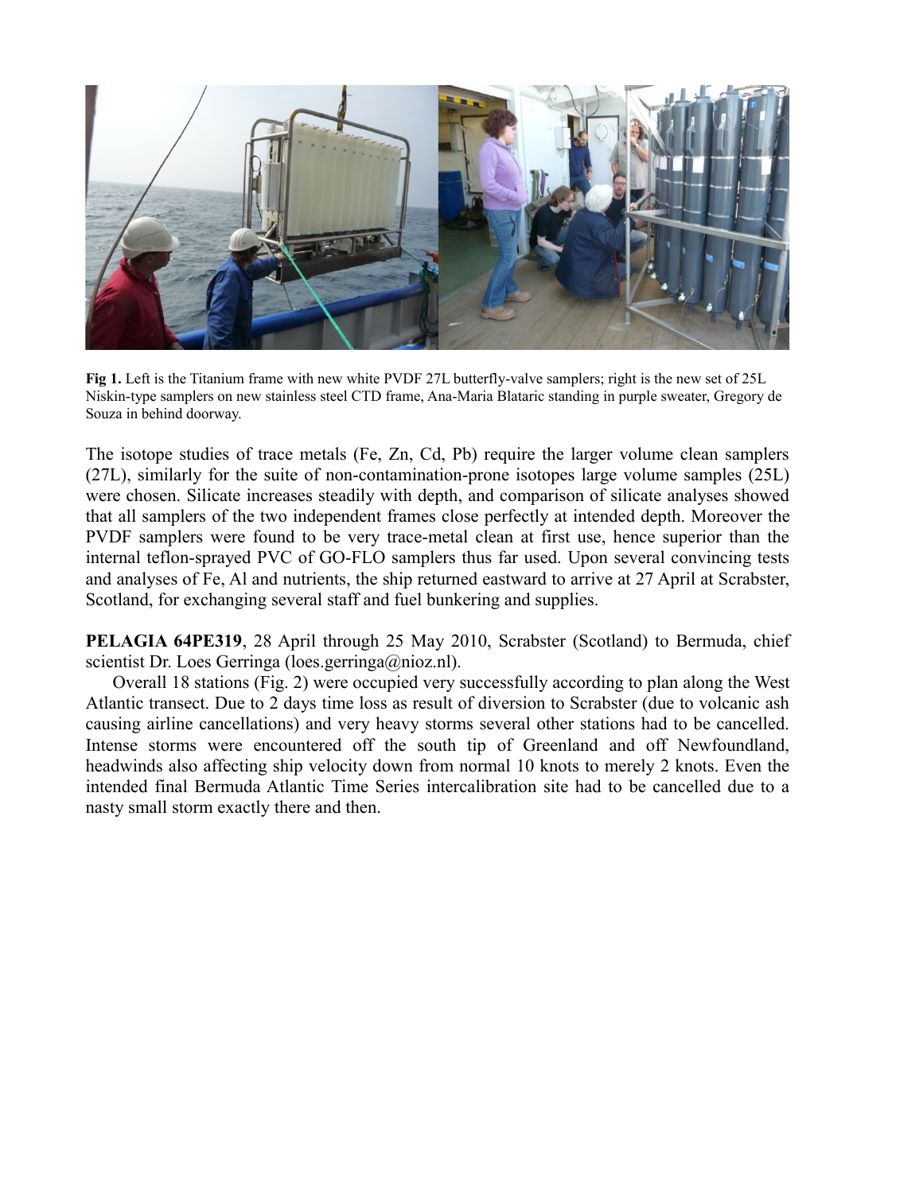**Fig 1.** Left is the Titanium frame with new white PVDF 27L butterfly-valve samplers; right is the new set of 25L Niskin-type samplers on new stainless steel CTD frame, Ana-Maria Blataric standing in purple sweater, Gregory de Souza in behind doorway.

The isotope studies of trace metals (Fe, Zn, Cd, Pb) require the larger volume clean samplers (27L), similarly for the suite of non-contamination-prone isotopes large volume samples (25L) were chosen. Silicate increases steadily with depth, and comparison of silicate analyses showed that all samplers of the two independent frames close perfectly at intended depth. Moreover the PVDF samplers were found to be very trace-metal clean at first use, hence superior than the internal teflon-sprayed PVC of GO-FLO samplers thus far used. Upon several convincing tests and analyses of Fe, Al and nutrients, the ship returned eastward to arrive at 27 April at Scrabster, Scotland, for exchanging several staff and fuel bunkering and supplies.

**PELAGIA 64PE319**, 28 April through 25 May 2010, Scrabster (Scotland) to Bermuda, chief scientist Dr. Loes Gerringa (loes.gerringa@nioz.nl).

Overall 18 stations (Fig. 2) were occupied very successfully according to plan along the West Atlantic transect. Due to 2 days time loss as result of diversion to Scrabster (due to volcanic ash causing airline cancellations) and very heavy storms several other stations had to be cancelled. Intense storms were encountered off the south tip of Greenland and off Newfoundland, headwinds also affecting ship velocity down from normal 10 knots to merely 2 knots. Even the intended final Bermuda Atlantic Time Series intercalibration site had to be cancelled due to a nasty small storm exactly there and then.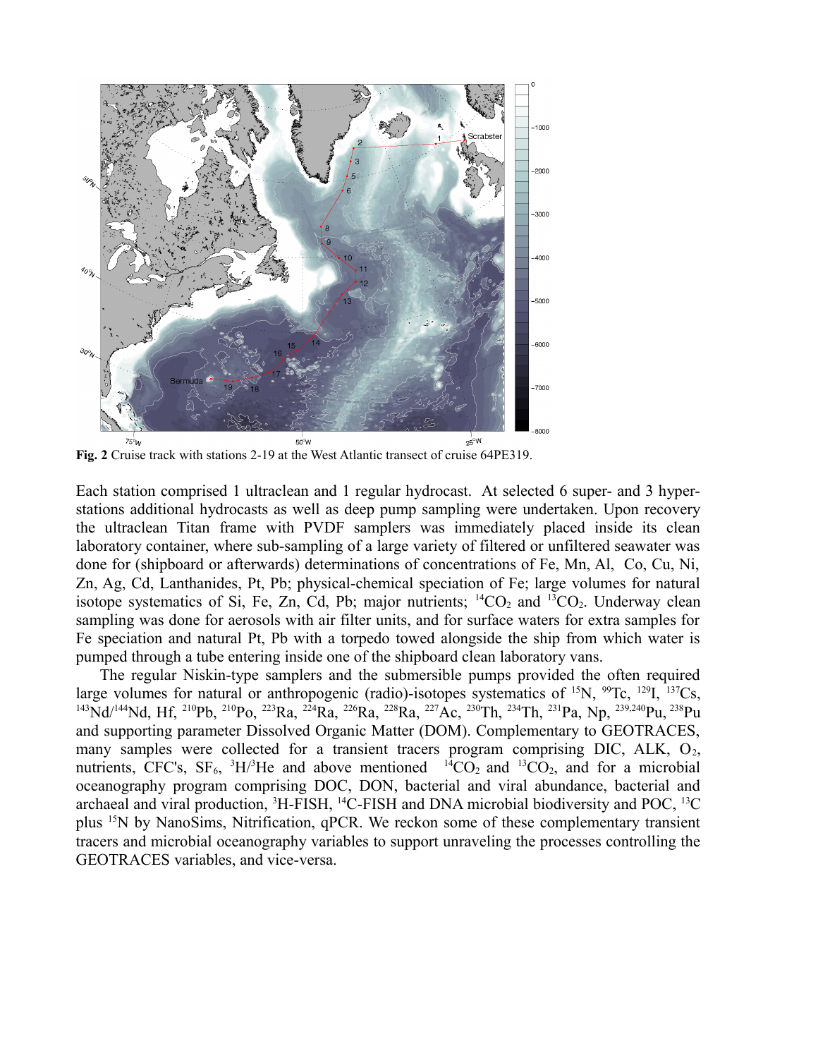**Fig. 2** Cruise track with stations 2-19 at the West Atlantic transect of cruise 64PE319.

Each station comprised 1 ultraclean and 1 regular hydrocast. At selected 6 super- and 3 hyper-stations additional hydrocasts as well as deep pump sampling were undertaken. Upon recovery the ultraclean Titan frame with PVDF samplers was immediately placed inside its clean laboratory container, where sub-sampling of a large variety of filtered or unfiltered seawater was done for (shipboard or afterwards) determinations of concentrations of Fe, Mn, Al, Co, Cu, Ni, Zn, Ag, Cd, Lanthanides, Pt, Pb; physical-chemical speciation of Fe; large volumes for natural isotope systematics of Si, Fe, Zn, Cd, Pb; major nutrients; $^{14}CO_2$ and $^{13}CO_2$. Underway clean sampling was done for aerosols with air filter units, and for surface waters for extra samples for Fe speciation and natural Pt, Pb with a torpedo towed alongside the ship from which water is pumped through a tube entering inside one of the shipboard clean laboratory vans.

The regular Niskin-type samplers and the submersible pumps provided the often required large volumes for natural or anthropogenic (radio)-isotopes systematics of $^{15}N$, $^{99}Tc$, $^{129}I$, $^{137}Cs$, $^{143}Nd/^{144}Nd$, Hf, $^{210}Pb$, $^{210}Po$, $^{223}Ra$, $^{224}Ra$, $^{226}Ra$, $^{228}Ra$, $^{227}Ac$, $^{230}Th$, $^{234}Th$, $^{231}Pa$, Np, $^{239,240}Pu$, $^{238}Pu$ and supporting parameter Dissolved Organic Matter (DOM). Complementary to GEOTRACES, many samples were collected for a transient tracers program comprising DIC, ALK, $O_2$, nutrients, CFC's, $SF_6$, $^{3}H/^{3}He$ and above mentioned $^{14}CO_2$ and $^{13}CO_2$, and for a microbial oceanography program comprising DOC, DON, bacterial and viral abundance, bacterial and archaeal and viral production, $^{3}H$-FISH, $^{14}C$-FISH and DNA microbial biodiversity and POC, $^{13}C$ plus $^{15}N$ by NanoSims, Nitrification, qPCR. We reckon some of these complementary transient tracers and microbial oceanography variables to support unraveling the processes controlling the GEOTRACES variables, and vice-versa.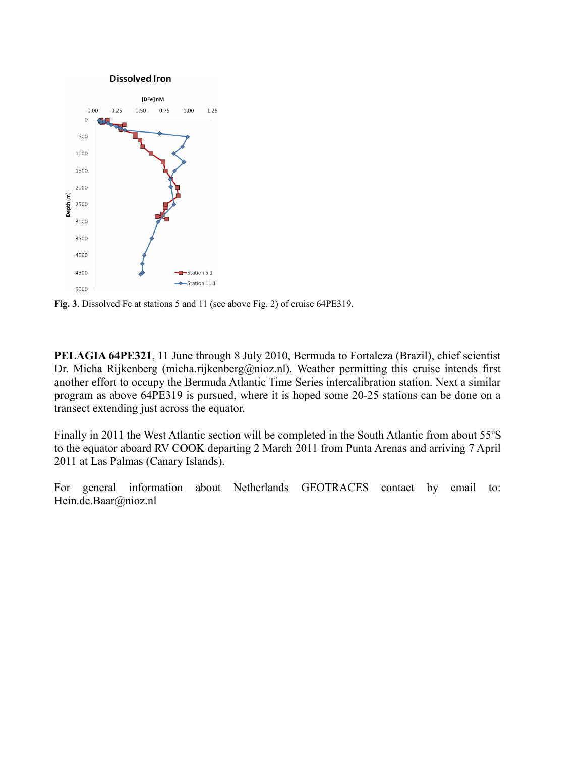Dissolved Iron

[DFe] nM

0,00 0,25 0,50 0,75 1,00 1,25

Depth (m)

0 500 1000 1500 2000 2500 3000 3500 4000 4500 5000

Station 5.1

Station 11.1

**Fig. 3**. Dissolved Fe at stations 5 and 11 (see above Fig. 2) of cruise 64PE319.

**PELAGIA 64PE321**, 11 June through 8 July 2010, Bermuda to Fortaleza (Brazil), chief scientist Dr. Micha Rijkenberg (micha.rijkenberg@nioz.nl). Weather permitting this cruise intends first another effort to occupy the Bermuda Atlantic Time Series intercalibration station. Next a similar program as above 64PE319 is pursued, where it is hoped some 20-25 stations can be done on a transect extending just across the equator.

Finally in 2011 the West Atlantic section will be completed in the South Atlantic from about 55ºS to the equator aboard RV COOK departing 2 March 2011 from Punta Arenas and arriving 7 April 2011 at Las Palmas (Canary Islands).

For general information about Netherlands GEOTRACES contact by email to: Hein.de.Baar@nioz.nl